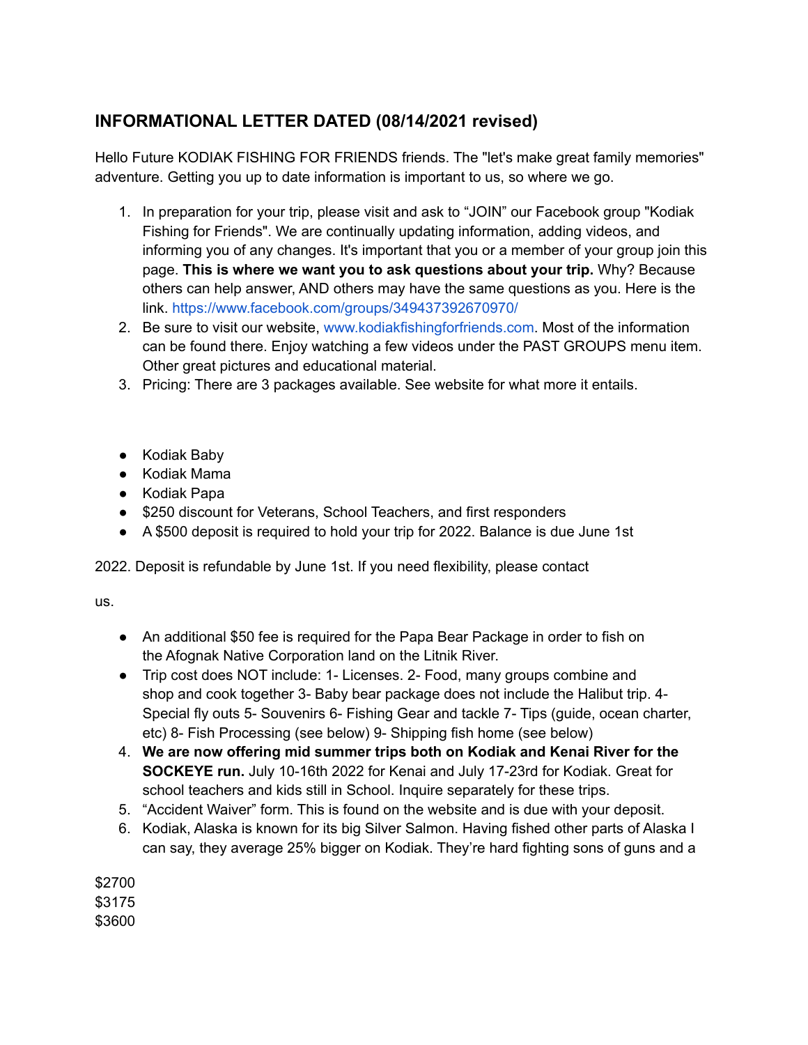## INFORMATIONAL LETTER DATED (08/14/2021 revised)

Hello Future KODIAK FISHING FOR FRIENDS friends. The "let's make great family memories" adventure. Getting you up to date information is important to us, so where we go.

1. In preparation for your trip, please visit and ask to "JOIN" our Facebook group "Kodiak Fishing for Friends". We are continually updating information, adding videos, and informing you of any changes. It's important that you or a member of your group join this page. **This is where we want you to ask questions about your trip.** Why? Because others can help answer, AND others may have the same questions as you. Here is the link. https://www.facebook.com/groups/349437392670970/
2. Be sure to visit our website, www.kodiakfishingforfriends.com. Most of the information can be found there. Enjoy watching a few videos under the PAST GROUPS menu item. Other great pictures and educational material.
3. Pricing: There are 3 packages available. See website for what more it entails.

- Kodiak Baby
- Kodiak Mama
- Kodiak Papa
- $250 discount for Veterans, School Teachers, and first responders
- A $500 deposit is required to hold your trip for 2022. Balance is due June 1st

2022. Deposit is refundable by June 1st. If you need flexibility, please contact

us.

- An additional $50 fee is required for the Papa Bear Package in order to fish on the Afognak Native Corporation land on the Litnik River.
- Trip cost does NOT include: 1- Licenses. 2- Food, many groups combine and shop and cook together 3- Baby bear package does not include the Halibut trip. 4- Special fly outs 5- Souvenirs 6- Fishing Gear and tackle 7- Tips (guide, ocean charter, etc) 8- Fish Processing (see below) 9- Shipping fish home (see below)

4. **We are now offering mid summer trips both on Kodiak and Kenai River for the SOCKEYE run.** July 10-16th 2022 for Kenai and July 17-23rd for Kodiak. Great for school teachers and kids still in School. Inquire separately for these trips.
5. "Accident Waiver" form. This is found on the website and is due with your deposit.
6. Kodiak, Alaska is known for its big Silver Salmon. Having fished other parts of Alaska I can say, they average 25% bigger on Kodiak. They're hard fighting sons of guns and a

$2700
$3175
$3600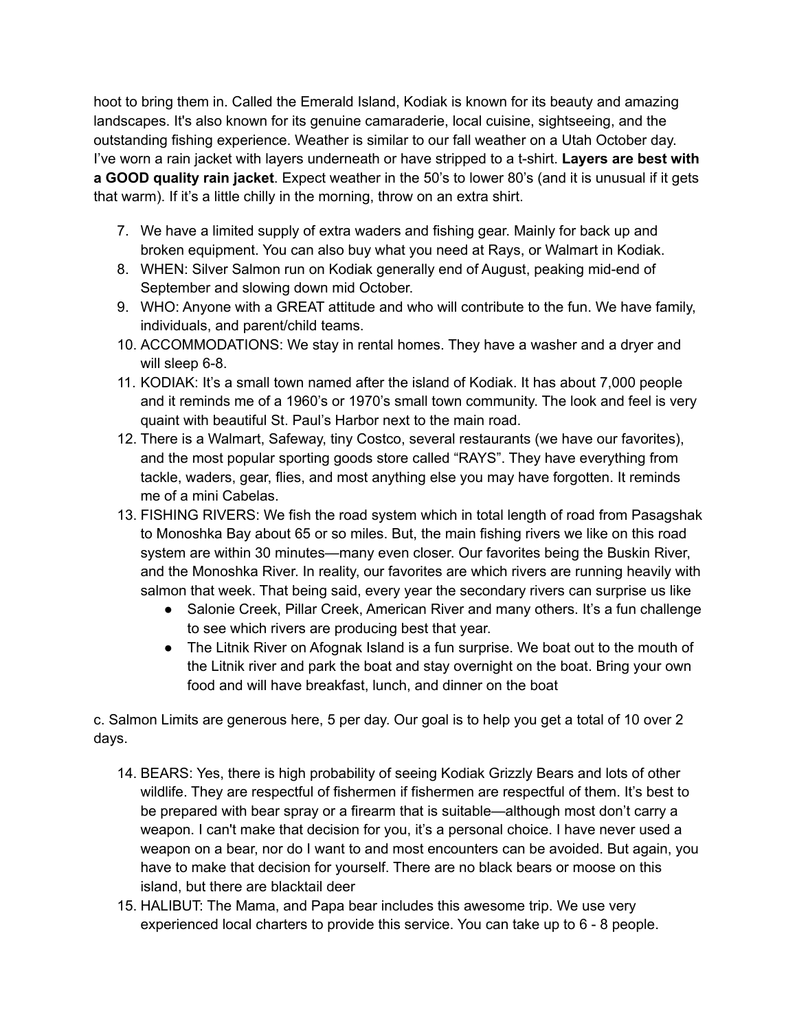hoot to bring them in. Called the Emerald Island, Kodiak is known for its beauty and amazing landscapes. It's also known for its genuine camaraderie, local cuisine, sightseeing, and the outstanding fishing experience. Weather is similar to our fall weather on a Utah October day. I've worn a rain jacket with layers underneath or have stripped to a t-shirt. **Layers are best with a GOOD quality rain jacket**. Expect weather in the 50's to lower 80's (and it is unusual if it gets that warm). If it's a little chilly in the morning, throw on an extra shirt.

7. We have a limited supply of extra waders and fishing gear. Mainly for back up and broken equipment. You can also buy what you need at Rays, or Walmart in Kodiak.
8. WHEN: Silver Salmon run on Kodiak generally end of August, peaking mid-end of September and slowing down mid October.
9. WHO: Anyone with a GREAT attitude and who will contribute to the fun. We have family, individuals, and parent/child teams.
10. ACCOMMODATIONS: We stay in rental homes. They have a washer and a dryer and will sleep 6-8.
11. KODIAK: It's a small town named after the island of Kodiak. It has about 7,000 people and it reminds me of a 1960's or 1970's small town community. The look and feel is very quaint with beautiful St. Paul's Harbor next to the main road.
12. There is a Walmart, Safeway, tiny Costco, several restaurants (we have our favorites), and the most popular sporting goods store called "RAYS". They have everything from tackle, waders, gear, flies, and most anything else you may have forgotten. It reminds me of a mini Cabelas.
13. FISHING RIVERS: We fish the road system which in total length of road from Pasagshak to Monoshka Bay about 65 or so miles. But, the main fishing rivers we like on this road system are within 30 minutes—many even closer. Our favorites being the Buskin River, and the Monoshka River. In reality, our favorites are which rivers are running heavily with salmon that week. That being said, every year the secondary rivers can surprise us like
    - Salonie Creek, Pillar Creek, American River and many others. It's a fun challenge to see which rivers are producing best that year.
    - The Litnik River on Afognak Island is a fun surprise. We boat out to the mouth of the Litnik river and park the boat and stay overnight on the boat. Bring your own food and will have breakfast, lunch, and dinner on the boat

c. Salmon Limits are generous here, 5 per day. Our goal is to help you get a total of 10 over 2 days.

14. BEARS: Yes, there is high probability of seeing Kodiak Grizzly Bears and lots of other wildlife. They are respectful of fishermen if fishermen are respectful of them. It's best to be prepared with bear spray or a firearm that is suitable—although most don't carry a weapon. I can't make that decision for you, it's a personal choice. I have never used a weapon on a bear, nor do I want to and most encounters can be avoided. But again, you have to make that decision for yourself. There are no black bears or moose on this island, but there are blacktail deer
15. HALIBUT: The Mama, and Papa bear includes this awesome trip. We use very experienced local charters to provide this service. You can take up to 6 - 8 people.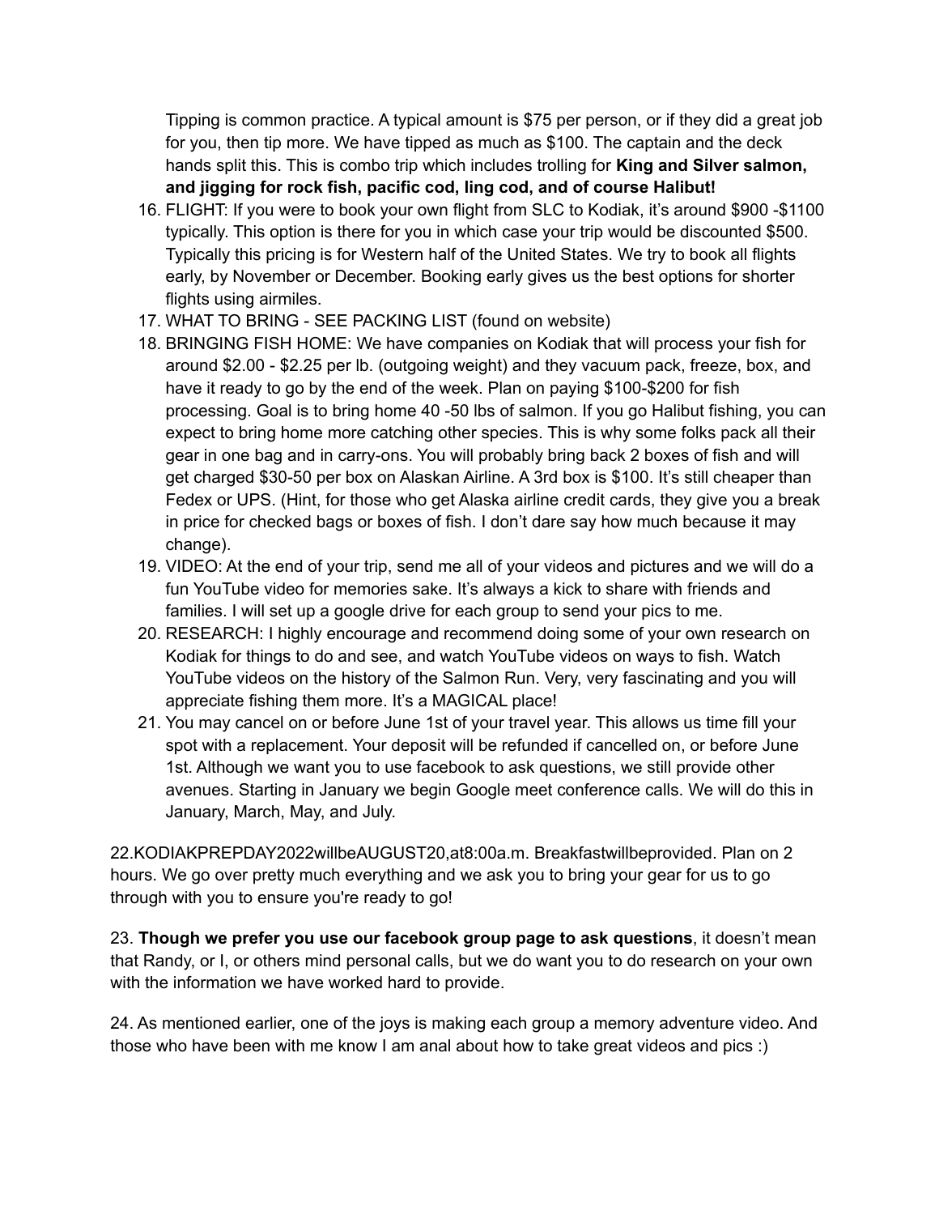Tipping is common practice. A typical amount is $75 per person, or if they did a great job for you, then tip more. We have tipped as much as $100. The captain and the deck hands split this. This is combo trip which includes trolling for **King and Silver salmon, and jigging for rock fish, pacific cod, ling cod, and of course Halibut!**

16. FLIGHT: If you were to book your own flight from SLC to Kodiak, it's around $900 -$1100 typically. This option is there for you in which case your trip would be discounted $500. Typically this pricing is for Western half of the United States. We try to book all flights early, by November or December. Booking early gives us the best options for shorter flights using airmiles.
17. WHAT TO BRING - SEE PACKING LIST (found on website)
18. BRINGING FISH HOME: We have companies on Kodiak that will process your fish for around $2.00 - $2.25 per lb. (outgoing weight) and they vacuum pack, freeze, box, and have it ready to go by the end of the week. Plan on paying $100-$200 for fish processing. Goal is to bring home 40 -50 lbs of salmon. If you go Halibut fishing, you can expect to bring home more catching other species. This is why some folks pack all their gear in one bag and in carry-ons. You will probably bring back 2 boxes of fish and will get charged $30-50 per box on Alaskan Airline. A 3rd box is $100. It's still cheaper than Fedex or UPS. (Hint, for those who get Alaska airline credit cards, they give you a break in price for checked bags or boxes of fish. I don't dare say how much because it may change).
19. VIDEO: At the end of your trip, send me all of your videos and pictures and we will do a fun YouTube video for memories sake. It's always a kick to share with friends and families. I will set up a google drive for each group to send your pics to me.
20. RESEARCH: I highly encourage and recommend doing some of your own research on Kodiak for things to do and see, and watch YouTube videos on ways to fish. Watch YouTube videos on the history of the Salmon Run. Very, very fascinating and you will appreciate fishing them more. It's a MAGICAL place!
21. You may cancel on or before June 1st of your travel year. This allows us time fill your spot with a replacement. Your deposit will be refunded if cancelled on, or before June 1st. Although we want you to use facebook to ask questions, we still provide other avenues. Starting in January we begin Google meet conference calls. We will do this in January, March, May, and July.

22.KODIAKPREPDAY2022willbeAUGUST20,at8:00a.m. Breakfastwillbeprovided. Plan on 2 hours. We go over pretty much everything and we ask you to bring your gear for us to go through with you to ensure you're ready to go!

23. **Though we prefer you use our facebook group page to ask questions**, it doesn't mean that Randy, or I, or others mind personal calls, but we do want you to do research on your own with the information we have worked hard to provide.

24. As mentioned earlier, one of the joys is making each group a memory adventure video. And those who have been with me know I am anal about how to take great videos and pics :)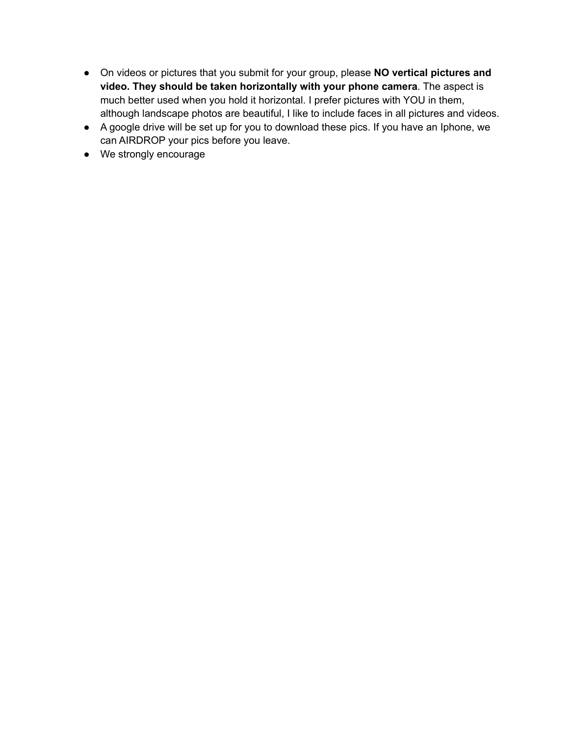- On videos or pictures that you submit for your group, please **NO vertical pictures and video. They should be taken horizontally with your phone camera**. The aspect is much better used when you hold it horizontal. I prefer pictures with YOU in them, although landscape photos are beautiful, I like to include faces in all pictures and videos.
- A google drive will be set up for you to download these pics. If you have an Iphone, we can AIRDROP your pics before you leave.
- We strongly encourage